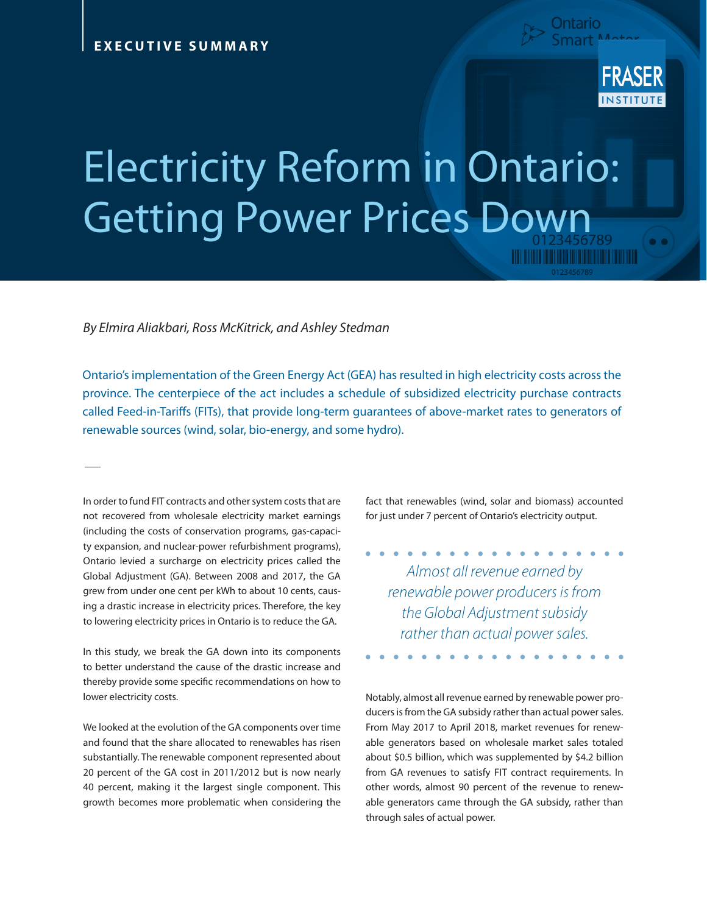EXECUTIVE SUMMARY

# Electricity Reform in Ontario: Getting Power Prices Down

*By Elmira Aliakbari, Ross McKitrick, and Ashley Stedman*

Ontario's implementation of the Green Energy Act (GEA) has resulted in high electricity costs across the province. The centerpiece of the act includes a schedule of subsidized electricity purchase contracts called Feed-in-Tariffs (FITs), that provide long-term guarantees of above-market rates to generators of renewable sources (wind, solar, bio-energy, and some hydro).

In order to fund FIT contracts and other system costs that are not recovered from wholesale electricity market earnings (including the costs of conservation programs, gas-capacity expansion, and nuclear-power refurbishment programs), Ontario levied a surcharge on electricity prices called the Global Adjustment (GA). Between 2008 and 2017, the GA grew from under one cent per kWh to about 10 cents, causing a drastic increase in electricity prices. Therefore, the key to lowering electricity prices in Ontario is to reduce the GA.

In this study, we break the GA down into its components to better understand the cause of the drastic increase and thereby provide some specific recommendations on how to lower electricity costs.

We looked at the evolution of the GA components over time and found that the share allocated to renewables has risen substantially. The renewable component represented about 20 percent of the GA cost in 2011/2012 but is now nearly 40 percent, making it the largest single component. This growth becomes more problematic when considering the fact that renewables (wind, solar and biomass) accounted for just under 7 percent of Ontario's electricity output.

> *Almost all revenue earned by renewable power producers is from the Global Adjustment subsidy rather than actual power sales.*

Notably, almost all revenue earned by renewable power producers is from the GA subsidy rather than actual power sales. From May 2017 to April 2018, market revenues for renewable generators based on wholesale market sales totaled about $0.5 billion, which was supplemented by $4.2 billion from GA revenues to satisfy FIT contract requirements. In other words, almost 90 percent of the revenue to renewable generators came through the GA subsidy, rather than through sales of actual power.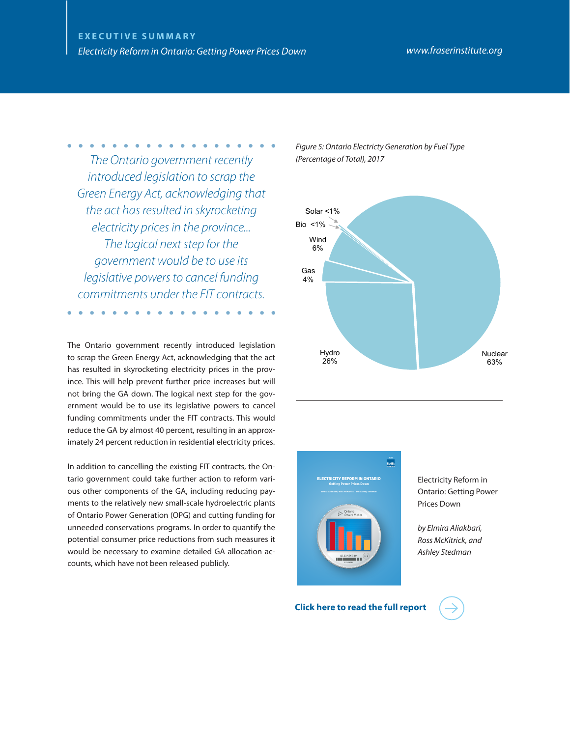> *The Ontario government recently introduced legislation to scrap the Green Energy Act, acknowledging that the act has resulted in skyrocketing electricity prices in the province... The logical next step for the government would be to use its legislative powers to cancel funding commitments under the FIT contracts.*

The Ontario government recently introduced legislation to scrap the Green Energy Act, acknowledging that the act has resulted in skyrocketing electricity prices in the province. This will help prevent further price increases but will not bring the GA down. The logical next step for the government would be to use its legislative powers to cancel funding commitments under the FIT contracts. This would reduce the GA by almost 40 percent, resulting in an approximately 24 percent reduction in residential electricity prices.

In addition to cancelling the existing FIT contracts, the Ontario government could take further action to reform various other components of the GA, including reducing payments to the relatively new small-scale hydroelectric plants of Ontario Power Generation (OPG) and cutting funding for unneeded conservations programs. In order to quantify the potential consumer price reductions from such measures it would be necessary to examine detailed GA allocation accounts, which have not been released publicly.

*Figure 5: Ontario Electricty Generation by Fuel Type (Percentage of Total), 2017*

Solar <1%
Bio <1%
Wind 6%
Gas 4%
Hydro 26%
Nuclear 63%

Electricity Reform in Ontario: Getting Power Prices Down

*by Elmira Aliakbari, Ross McKitrick, and Ashley Stedman*

**Click here to read the full report**